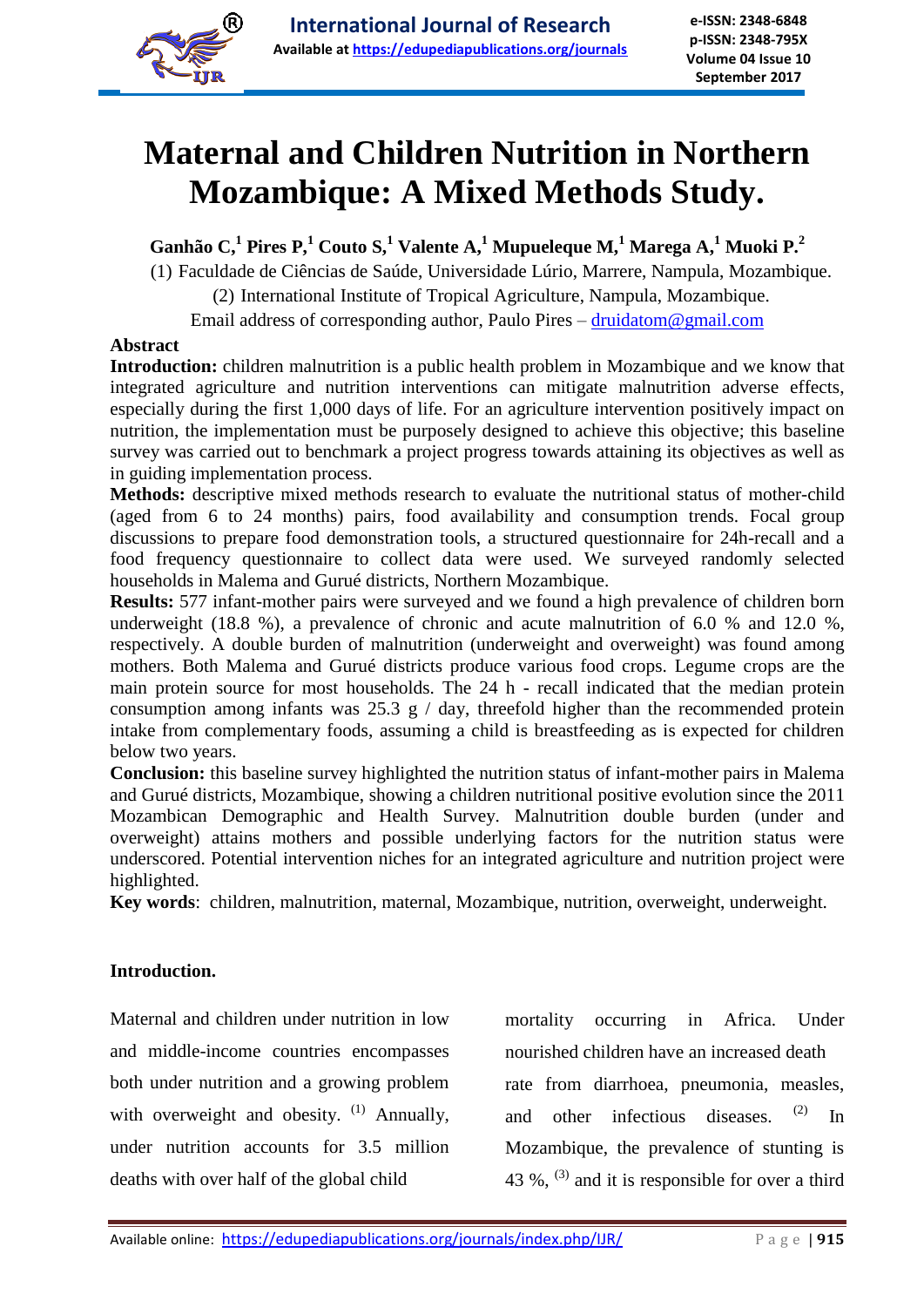# Maternal and Children Nutrition in Northern Mozambique: A Mixed Methods Study.

**Ganhão C,[1] Pires P,[1] Couto S,[1] Valente A,[1] Mupueleque M,[1] Marega A,[1] Muoki P.[2]**

(1) Faculdade de Ciências de Saúde, Universidade Lúrio, Marrere, Nampula, Mozambique.

(2) International Institute of Tropical Agriculture, Nampula, Mozambique.

Email address of corresponding author, Paulo Pires – druidatom@gmail.com

## Abstract

**Introduction:** children malnutrition is a public health problem in Mozambique and we know that integrated agriculture and nutrition interventions can mitigate malnutrition adverse effects, especially during the first 1,000 days of life. For an agriculture intervention positively impact on nutrition, the implementation must be purposely designed to achieve this objective; this baseline survey was carried out to benchmark a project progress towards attaining its objectives as well as in guiding implementation process.

**Methods:** descriptive mixed methods research to evaluate the nutritional status of mother-child (aged from 6 to 24 months) pairs, food availability and consumption trends. Focal group discussions to prepare food demonstration tools, a structured questionnaire for 24h-recall and a food frequency questionnaire to collect data were used. We surveyed randomly selected households in Malema and Gurué districts, Northern Mozambique.

**Results:** 577 infant-mother pairs were surveyed and we found a high prevalence of children born underweight (18.8 %), a prevalence of chronic and acute malnutrition of 6.0 % and 12.0 %, respectively. A double burden of malnutrition (underweight and overweight) was found among mothers. Both Malema and Gurué districts produce various food crops. Legume crops are the main protein source for most households. The 24 h - recall indicated that the median protein consumption among infants was 25.3 g / day, threefold higher than the recommended protein intake from complementary foods, assuming a child is breastfeeding as is expected for children below two years.

**Conclusion:** this baseline survey highlighted the nutrition status of infant-mother pairs in Malema and Gurué districts, Mozambique, showing a children nutritional positive evolution since the 2011 Mozambican Demographic and Health Survey. Malnutrition double burden (under and overweight) attains mothers and possible underlying factors for the nutrition status were underscored. Potential intervention niches for an integrated agriculture and nutrition project were highlighted.

**Key words**: children, malnutrition, maternal, Mozambique, nutrition, overweight, underweight.

## Introduction.

Maternal and children under nutrition in low and middle-income countries encompasses both under nutrition and a growing problem with overweight and obesity. [1] Annually, under nutrition accounts for 3.5 million deaths with over half of the global child mortality occurring in Africa. Under nourished children have an increased death rate from diarrhoea, pneumonia, measles, and other infectious diseases. [2] In Mozambique, the prevalence of stunting is 43 %, [3] and it is responsible for over a third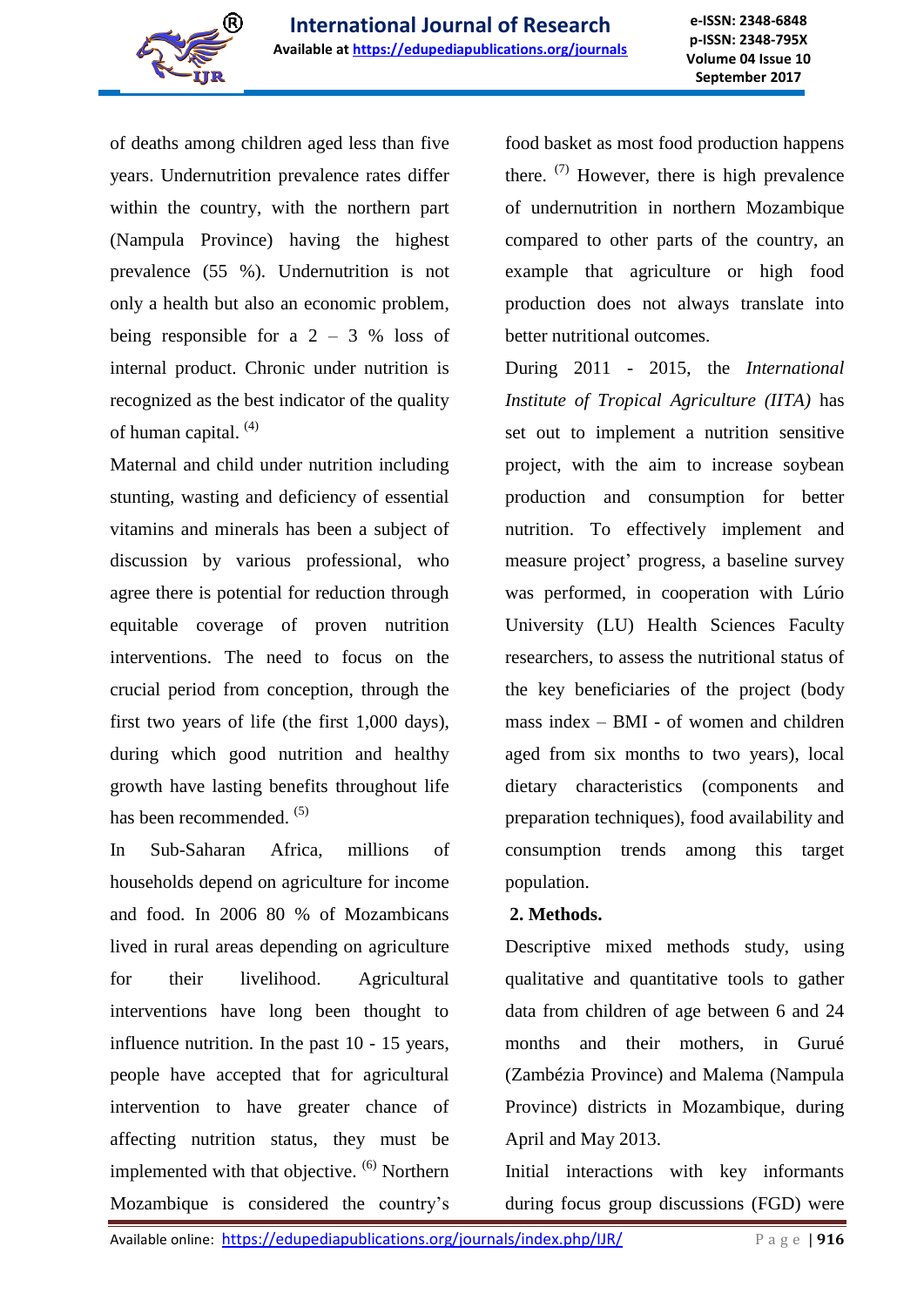of deaths among children aged less than five years. Undernutrition prevalence rates differ within the country, with the northern part (Nampula Province) having the highest prevalence (55 %). Undernutrition is not only a health but also an economic problem, being responsible for a 2 – 3 % loss of internal product. Chronic under nutrition is recognized as the best indicator of the quality of human capital. [4]

Maternal and child under nutrition including stunting, wasting and deficiency of essential vitamins and minerals has been a subject of discussion by various professional, who agree there is potential for reduction through equitable coverage of proven nutrition interventions. The need to focus on the crucial period from conception, through the first two years of life (the first 1,000 days), during which good nutrition and healthy growth have lasting benefits throughout life has been recommended. [5]

In Sub-Saharan Africa, millions of households depend on agriculture for income and food. In 2006 80 % of Mozambicans lived in rural areas depending on agriculture for their livelihood. Agricultural interventions have long been thought to influence nutrition. In the past 10 - 15 years, people have accepted that for agricultural intervention to have greater chance of affecting nutrition status, they must be implemented with that objective. [6] Northern Mozambique is considered the country's food basket as most food production happens there. [7] However, there is high prevalence of undernutrition in northern Mozambique compared to other parts of the country, an example that agriculture or high food production does not always translate into better nutritional outcomes.

During 2011 - 2015, the *International Institute of Tropical Agriculture (IITA)* has set out to implement a nutrition sensitive project, with the aim to increase soybean production and consumption for better nutrition. To effectively implement and measure project' progress, a baseline survey was performed, in cooperation with Lúrio University (LU) Health Sciences Faculty researchers, to assess the nutritional status of the key beneficiaries of the project (body mass index – BMI - of women and children aged from six months to two years), local dietary characteristics (components and preparation techniques), food availability and consumption trends among this target population.

## 2. Methods.

Descriptive mixed methods study, using qualitative and quantitative tools to gather data from children of age between 6 and 24 months and their mothers, in Gurué (Zambézia Province) and Malema (Nampula Province) districts in Mozambique, during April and May 2013.

Initial interactions with key informants during focus group discussions (FGD) were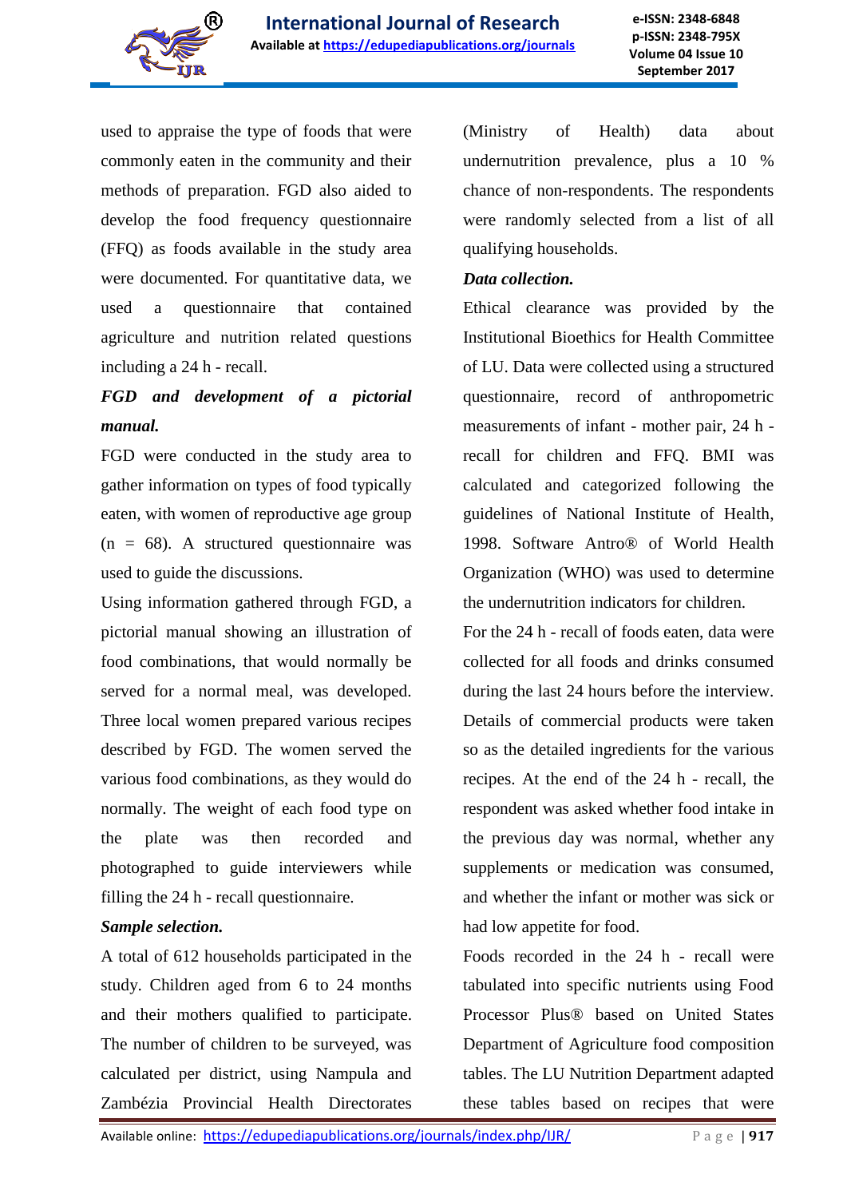used to appraise the type of foods that were commonly eaten in the community and their methods of preparation. FGD also aided to develop the food frequency questionnaire (FFQ) as foods available in the study area were documented. For quantitative data, we used a questionnaire that contained agriculture and nutrition related questions including a 24 h - recall.

***FGD and development of a pictorial manual.***

FGD were conducted in the study area to gather information on types of food typically eaten, with women of reproductive age group (n = 68). A structured questionnaire was used to guide the discussions.

Using information gathered through FGD, a pictorial manual showing an illustration of food combinations, that would normally be served for a normal meal, was developed. Three local women prepared various recipes described by FGD. The women served the various food combinations, as they would do normally. The weight of each food type on the plate was then recorded and photographed to guide interviewers while filling the 24 h - recall questionnaire.

***Sample selection.***

A total of 612 households participated in the study. Children aged from 6 to 24 months and their mothers qualified to participate. The number of children to be surveyed, was calculated per district, using Nampula and Zambézia Provincial Health Directorates (Ministry of Health) data about undernutrition prevalence, plus a 10 % chance of non-respondents. The respondents were randomly selected from a list of all qualifying households.

***Data collection.***

Ethical clearance was provided by the Institutional Bioethics for Health Committee of LU. Data were collected using a structured questionnaire, record of anthropometric measurements of infant - mother pair, 24 h - recall for children and FFQ. BMI was calculated and categorized following the guidelines of National Institute of Health, 1998. Software Antro® of World Health Organization (WHO) was used to determine the undernutrition indicators for children.

For the 24 h - recall of foods eaten, data were collected for all foods and drinks consumed during the last 24 hours before the interview. Details of commercial products were taken so as the detailed ingredients for the various recipes. At the end of the 24 h - recall, the respondent was asked whether food intake in the previous day was normal, whether any supplements or medication was consumed, and whether the infant or mother was sick or had low appetite for food.

Foods recorded in the 24 h - recall were tabulated into specific nutrients using Food Processor Plus® based on United States Department of Agriculture food composition tables. The LU Nutrition Department adapted these tables based on recipes that were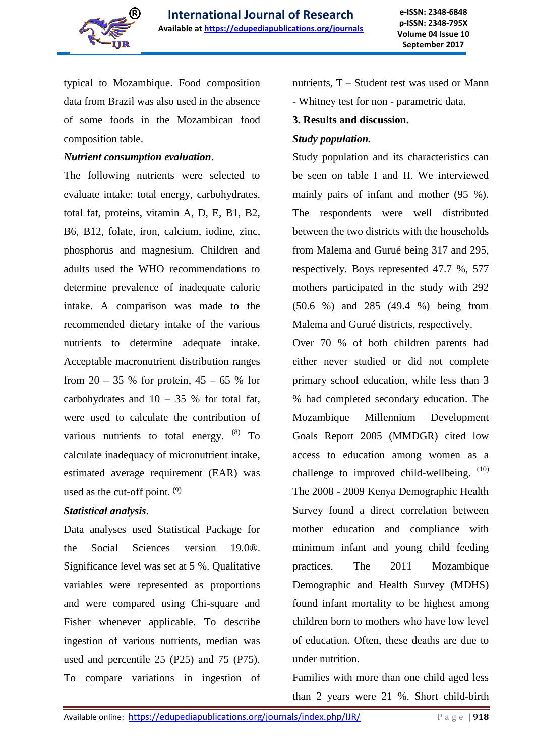typical to Mozambique. Food composition data from Brazil was also used in the absence of some foods in the Mozambican food composition table.

***Nutrient consumption evaluation***.

The following nutrients were selected to evaluate intake: total energy, carbohydrates, total fat, proteins, vitamin A, D, E, B1, B2, B6, B12, folate, iron, calcium, iodine, zinc, phosphorus and magnesium. Children and adults used the WHO recommendations to determine prevalence of inadequate caloric intake. A comparison was made to the recommended dietary intake of the various nutrients to determine adequate intake. Acceptable macronutrient distribution ranges from 20 – 35 % for protein, 45 – 65 % for carbohydrates and 10 – 35 % for total fat, were used to calculate the contribution of various nutrients to total energy. [8] To calculate inadequacy of micronutrient intake, estimated average requirement (EAR) was used as the cut-off point. [9]

***Statistical analysis***.

Data analyses used Statistical Package for the Social Sciences version 19.0®. Significance level was set at 5 %. Qualitative variables were represented as proportions and were compared using Chi-square and Fisher whenever applicable. To describe ingestion of various nutrients, median was used and percentile 25 (P25) and 75 (P75). To compare variations in ingestion of nutrients, T – Student test was used or Mann - Whitney test for non - parametric data.

**3. Results and discussion.**

***Study population.***

Study population and its characteristics can be seen on table I and II. We interviewed mainly pairs of infant and mother (95 %). The respondents were well distributed between the two districts with the households from Malema and Gurué being 317 and 295, respectively. Boys represented 47.7 %, 577 mothers participated in the study with 292 (50.6 %) and 285 (49.4 %) being from Malema and Gurué districts, respectively.

Over 70 % of both children parents had either never studied or did not complete primary school education, while less than 3 % had completed secondary education. The Mozambique Millennium Development Goals Report 2005 (MMDGR) cited low access to education among women as a challenge to improved child-wellbeing. [10] The 2008 - 2009 Kenya Demographic Health Survey found a direct correlation between mother education and compliance with minimum infant and young child feeding practices. The 2011 Mozambique Demographic and Health Survey (MDHS) found infant mortality to be highest among children born to mothers who have low level of education. Often, these deaths are due to under nutrition.

Families with more than one child aged less than 2 years were 21 %. Short child-birth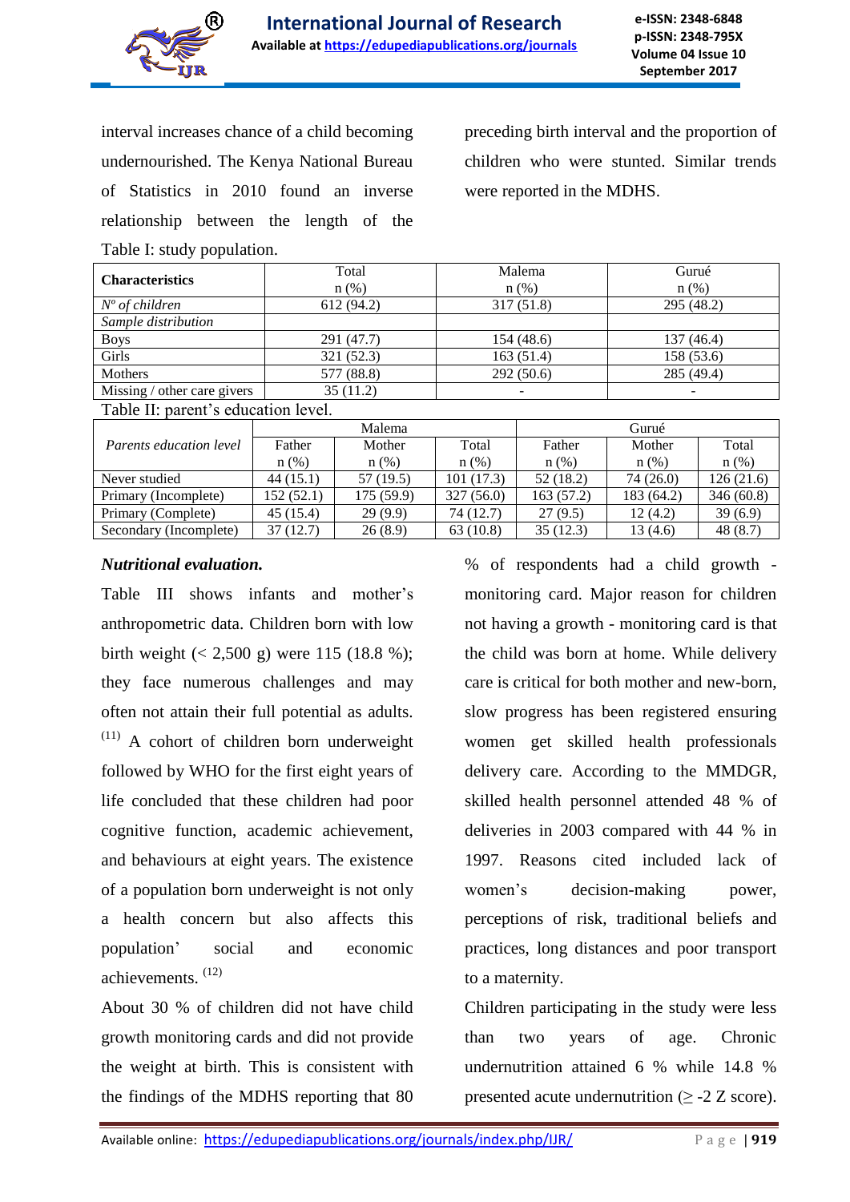interval increases chance of a child becoming undernourished. The Kenya National Bureau of Statistics in 2010 found an inverse relationship between the length of the preceding birth interval and the proportion of children who were stunted. Similar trends were reported in the MDHS.

Table I: study population.

| **Characteristics** | Total n (%) | Malema n (%) | Gurué n (%) |
|---|---|---|---|
| *Nº of children* | 612 (94.2) | 317 (51.8) | 295 (48.2) |
| *Sample distribution* | | | |
| Boys | 291 (47.7) | 154 (48.6) | 137 (46.4) |
| Girls | 321 (52.3) | 163 (51.4) | 158 (53.6) |
| Mothers | 577 (88.8) | 292 (50.6) | 285 (49.4) |
| Missing / other care givers | 35 (11.2) | - | - |

Table II: parent's education level.

| *Parents education level* | Malema | | | Gurué | | |
|---|---|---|---|---|---|---|
| | Father n (%) | Mother n (%) | Total n (%) | Father n (%) | Mother n (%) | Total n (%) |
| Never studied | 44 (15.1) | 57 (19.5) | 101 (17.3) | 52 (18.2) | 74 (26.0) | 126 (21.6) |
| Primary (Incomplete) | 152 (52.1) | 175 (59.9) | 327 (56.0) | 163 (57.2) | 183 (64.2) | 346 (60.8) |
| Primary (Complete) | 45 (15.4) | 29 (9.9) | 74 (12.7) | 27 (9.5) | 12 (4.2) | 39 (6.9) |
| Secondary (Incomplete) | 37 (12.7) | 26 (8.9) | 63 (10.8) | 35 (12.3) | 13 (4.6) | 48 (8.7) |

***Nutritional evaluation.***

Table III shows infants and mother's anthropometric data. Children born with low birth weight (< 2,500 g) were 115 (18.8 %); they face numerous challenges and may often not attain their full potential as adults. [11] A cohort of children born underweight followed by WHO for the first eight years of life concluded that these children had poor cognitive function, academic achievement, and behaviours at eight years. The existence of a population born underweight is not only a health concern but also affects this population' social and economic achievements. [12]

About 30 % of children did not have child growth monitoring cards and did not provide the weight at birth. This is consistent with the findings of the MDHS reporting that 80 % of respondents had a child growth - monitoring card. Major reason for children not having a growth - monitoring card is that the child was born at home. While delivery care is critical for both mother and new-born, slow progress has been registered ensuring women get skilled health professionals delivery care. According to the MMDGR, skilled health personnel attended 48 % of deliveries in 2003 compared with 44 % in 1997. Reasons cited included lack of women's decision-making power, perceptions of risk, traditional beliefs and practices, long distances and poor transport to a maternity.

Children participating in the study were less than two years of age. Chronic undernutrition attained 6 % while 14.8 % presented acute undernutrition (≥ -2 Z score).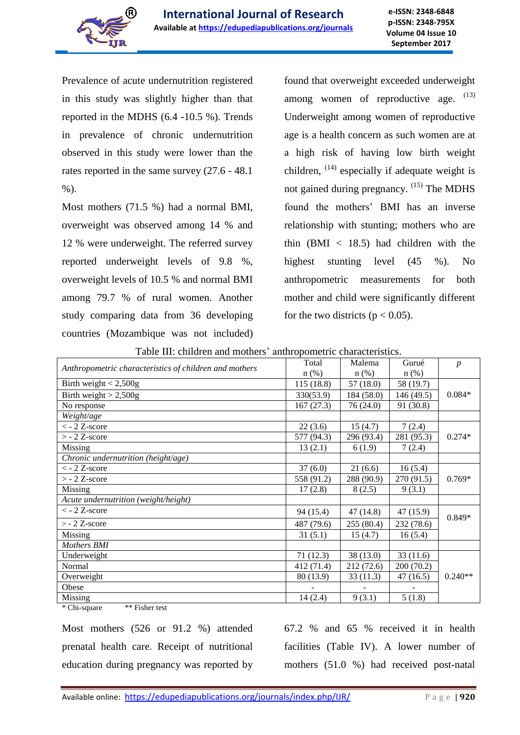Prevalence of acute undernutrition registered in this study was slightly higher than that reported in the MDHS (6.4 -10.5 %). Trends in prevalence of chronic undernutrition observed in this study were lower than the rates reported in the same survey (27.6 - 48.1 %).

Most mothers (71.5 %) had a normal BMI, overweight was observed among 14 % and 12 % were underweight. The referred survey reported underweight levels of 9.8 %, overweight levels of 10.5 % and normal BMI among 79.7 % of rural women. Another study comparing data from 36 developing countries (Mozambique was not included) found that overweight exceeded underweight among women of reproductive age. [13] Underweight among women of reproductive age is a health concern as such women are at a high risk of having low birth weight children, [14] especially if adequate weight is not gained during pregnancy. [15] The MDHS found the mothers' BMI has an inverse relationship with stunting; mothers who are thin (BMI < 18.5) had children with the highest stunting level (45 %). No anthropometric measurements for both mother and child were significantly different for the two districts ($p < 0.05$).

Table III: children and mothers' anthropometric characteristics.

| *Anthropometric characteristics of children and mothers* | Total n (%) | Malema n (%) | Gurué n (%) | *p* |
|---|---|---|---|---|
| Birth weight < 2,500g | 115 (18.8) | 57 (18.0) | 58 (19.7) | 0.084* |
| Birth weight > 2,500g | 330(53.9) | 184 (58.0) | 146 (49.5) | |
| No response | 167 (27.3) | 76 (24.0) | 91 (30.8) | |
| *Weight/age* | | | | |
| < - 2 Z-score | 22 (3.6) | 15 (4.7) | 7 (2.4) | 0.274* |
| > - 2 Z-score | 577 (94.3) | 296 (93.4) | 281 (95.3) | |
| Missing | 13 (2.1) | 6 (1.9) | 7 (2.4) | |
| *Chronic undernutrition (height/age)* | | | | |
| < - 2 Z-score | 37 (6.0) | 21 (6.6) | 16 (5.4) | 0.769* |
| > - 2 Z-score | 558 (91.2) | 288 (90.9) | 270 (91.5) | |
| Missing | 17 (2.8) | 8 (2.5) | 9 (3.1) | |
| *Acute undernutrition (weight/height)* | | | | |
| < - 2 Z-score | 94 (15.4) | 47 (14.8) | 47 (15.9) | 0.849* |
| > - 2 Z-score | 487 (79.6) | 255 (80.4) | 232 (78.6) | |
| Missing | 31 (5.1) | 15 (4.7) | 16 (5.4) | |
| *Mothers BMI* | | | | |
| Underweight | 71 (12.3) | 38 (13.0) | 33 (11.6) | 0.240** |
| Normal | 412 (71.4) | 212 (72.6) | 200 (70.2) | |
| Overweight | 80 (13.9) | 33 (11.3) | 47 (16.5) | |
| Obese | - | - | - | |
| Missing | 14 (2.4) | 9 (3.1) | 5 (1.8) | |

\* Chi-square ** Fisher test

Most mothers (526 or 91.2 %) attended prenatal health care. Receipt of nutritional education during pregnancy was reported by 67.2 % and 65 % received it in health facilities (Table IV). A lower number of mothers (51.0 %) had received post-natal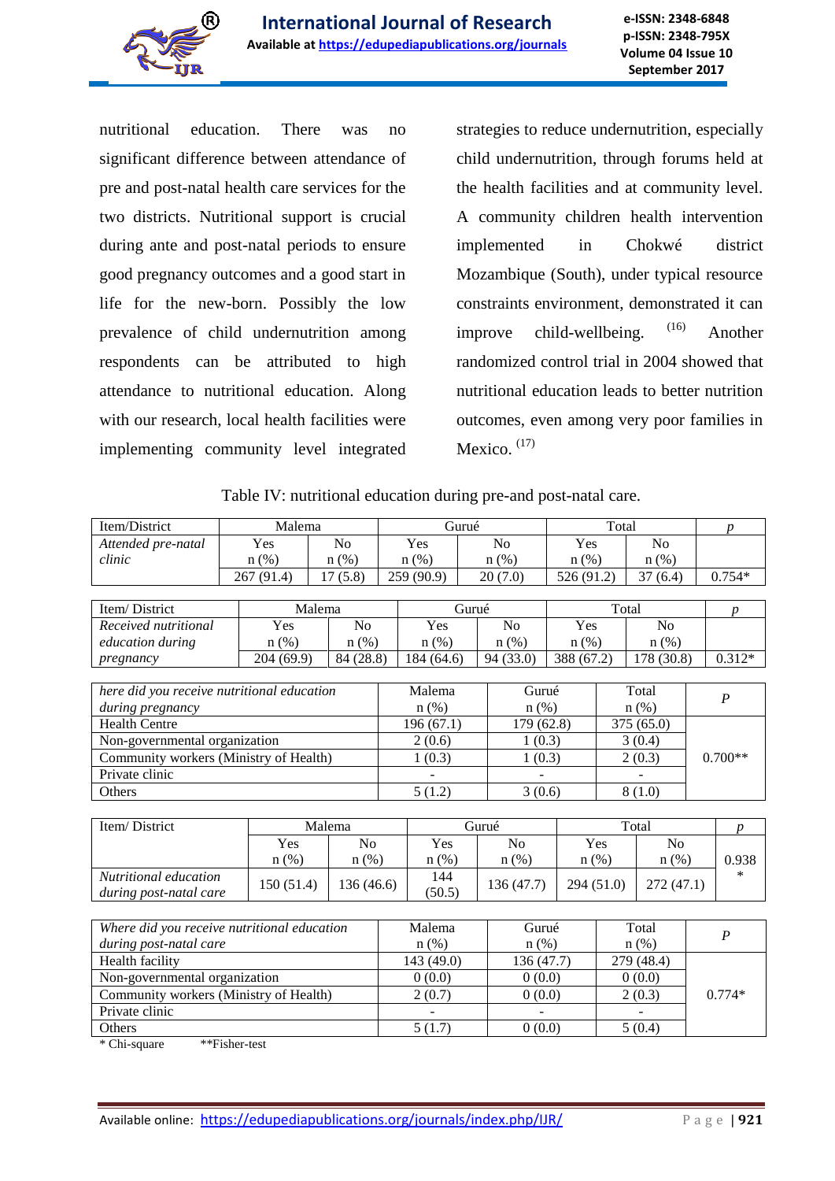nutritional education. There was no significant difference between attendance of pre and post-natal health care services for the two districts. Nutritional support is crucial during ante and post-natal periods to ensure good pregnancy outcomes and a good start in life for the new-born. Possibly the low prevalence of child undernutrition among respondents can be attributed to high attendance to nutritional education. Along with our research, local health facilities were implementing community level integrated strategies to reduce undernutrition, especially child undernutrition, through forums held at the health facilities and at community level. A community children health intervention implemented in Chokwé district Mozambique (South), under typical resource constraints environment, demonstrated it can improve child-wellbeing. [16] Another randomized control trial in 2004 showed that nutritional education leads to better nutrition outcomes, even among very poor families in Mexico. [17]

Table IV: nutritional education during pre-and post-natal care.

| Item/District | Malema | | Gurué | | Total | | p |
|---|---|---|---|---|---|---|---|
| *Attended pre-natal clinic* | Yes n (%) | No n (%) | Yes n (%) | No n (%) | Yes n (%) | No n (%) | |
| | 267 (91.4) | 17 (5.8) | 259 (90.9) | 20 (7.0) | 526 (91.2) | 37 (6.4) | 0.754* |

| Item/ District | Malema | | Gurué | | Total | | p |
|---|---|---|---|---|---|---|---|
| *Received nutritional education during pregnancy* | Yes n (%) | No n (%) | Yes n (%) | No n (%) | Yes n (%) | No n (%) | |
| | 204 (69.9) | 84 (28.8) | 184 (64.6) | 94 (33.0) | 388 (67.2) | 178 (30.8) | 0.312* |

| *here did you receive nutritional education during pregnancy* | Malema n (%) | Gurué n (%) | Total n (%) | P |
|---|---|---|---|---|
| Health Centre | 196 (67.1) | 179 (62.8) | 375 (65.0) | 0.700** |
| Non-governmental organization | 2 (0.6) | 1 (0.3) | 3 (0.4) | |
| Community workers (Ministry of Health) | 1 (0.3) | 1 (0.3) | 2 (0.3) | |
| Private clinic | - | - | - | |
| Others | 5 (1.2) | 3 (0.6) | 8 (1.0) | |

| Item/ District | Malema | | Gurué | | Total | | p |
|---|---|---|---|---|---|---|---|
| | Yes n (%) | No n (%) | Yes n (%) | No n (%) | Yes n (%) | No n (%) | |
| *Nutritional education during post-natal care* | 150 (51.4) | 136 (46.6) | 144 (50.5) | 136 (47.7) | 294 (51.0) | 272 (47.1) | 0.938* |

| *Where did you receive nutritional education during post-natal care* | Malema n (%) | Gurué n (%) | Total n (%) | P |
|---|---|---|---|---|
| Health facility | 143 (49.0) | 136 (47.7) | 279 (48.4) | 0.774* |
| Non-governmental organization | 0 (0.0) | 0 (0.0) | 0 (0.0) | |
| Community workers (Ministry of Health) | 2 (0.7) | 0 (0.0) | 2 (0.3) | |
| Private clinic | - | - | - | |
| Others | 5 (1.7) | 0 (0.0) | 5 (0.4) | |

\* Chi-square **Fisher-test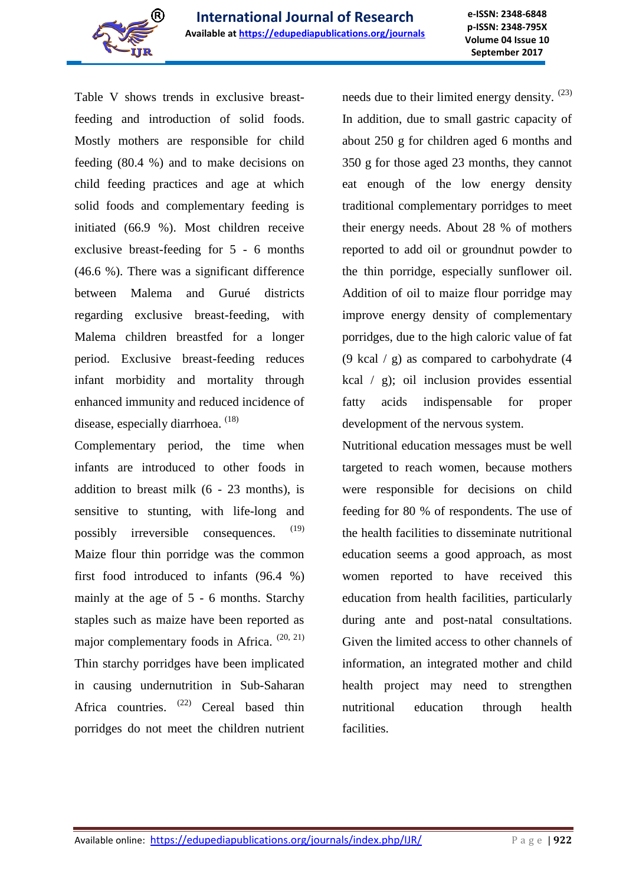Table V shows trends in exclusive breast-feeding and introduction of solid foods. Mostly mothers are responsible for child feeding (80.4 %) and to make decisions on child feeding practices and age at which solid foods and complementary feeding is initiated (66.9 %). Most children receive exclusive breast-feeding for 5 - 6 months (46.6 %). There was a significant difference between Malema and Gurué districts regarding exclusive breast-feeding, with Malema children breastfed for a longer period. Exclusive breast-feeding reduces infant morbidity and mortality through enhanced immunity and reduced incidence of disease, especially diarrhoea. [18]

Complementary period, the time when infants are introduced to other foods in addition to breast milk (6 - 23 months), is sensitive to stunting, with life-long and possibly irreversible consequences. [19] Maize flour thin porridge was the common first food introduced to infants (96.4 %) mainly at the age of 5 - 6 months. Starchy staples such as maize have been reported as major complementary foods in Africa. [20, 21] Thin starchy porridges have been implicated in causing undernutrition in Sub-Saharan Africa countries. [22] Cereal based thin porridges do not meet the children nutrient needs due to their limited energy density. [23] In addition, due to small gastric capacity of about 250 g for children aged 6 months and 350 g for those aged 23 months, they cannot eat enough of the low energy density traditional complementary porridges to meet their energy needs. About 28 % of mothers reported to add oil or groundnut powder to the thin porridge, especially sunflower oil. Addition of oil to maize flour porridge may improve energy density of complementary porridges, due to the high caloric value of fat (9 kcal / g) as compared to carbohydrate (4 kcal / g); oil inclusion provides essential fatty acids indispensable for proper development of the nervous system.

Nutritional education messages must be well targeted to reach women, because mothers were responsible for decisions on child feeding for 80 % of respondents. The use of the health facilities to disseminate nutritional education seems a good approach, as most women reported to have received this education from health facilities, particularly during ante and post-natal consultations. Given the limited access to other channels of information, an integrated mother and child health project may need to strengthen nutritional education through health facilities.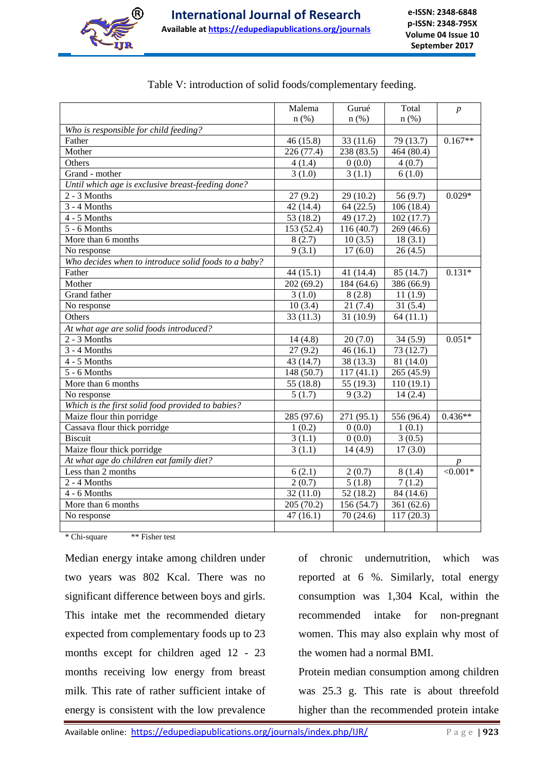Table V: introduction of solid foods/complementary feeding.

| | Malema n (%) | Gurué n (%) | Total n (%) | *p* |
|---|---|---|---|---|
| *Who is responsible for child feeding?* | | | | |
| Father | 46 (15.8) | 33 (11.6) | 79 (13.7) | 0.167** |
| Mother | 226 (77.4) | 238 (83.5) | 464 (80.4) | |
| Others | 4 (1.4) | 0 (0.0) | 4 (0.7) | |
| Grand - mother | 3 (1.0) | 3 (1.1) | 6 (1.0) | |
| *Until which age is exclusive breast-feeding done?* | | | | |
| 2 - 3 Months | 27 (9.2) | 29 (10.2) | 56 (9.7) | 0.029* |
| 3 - 4 Months | 42 (14.4) | 64 (22.5) | 106 (18.4) | |
| 4 - 5 Months | 53 (18.2) | 49 (17.2) | 102 (17.7) | |
| 5 - 6 Months | 153 (52.4) | 116 (40.7) | 269 (46.6) | |
| More than 6 months | 8 (2.7) | 10 (3.5) | 18 (3.1) | |
| No response | 9 (3.1) | 17 (6.0) | 26 (4.5) | |
| *Who decides when to introduce solid foods to a baby?* | | | | |
| Father | 44 (15.1) | 41 (14.4) | 85 (14.7) | 0.131* |
| Mother | 202 (69.2) | 184 (64.6) | 386 (66.9) | |
| Grand father | 3 (1.0) | 8 (2.8) | 11 (1.9) | |
| No response | 10 (3.4) | 21 (7.4) | 31 (5.4) | |
| Others | 33 (11.3) | 31 (10.9) | 64 (11.1) | |
| *At what age are solid foods introduced?* | | | | |
| 2 - 3 Months | 14 (4.8) | 20 (7.0) | 34 (5.9) | 0.051* |
| 3 - 4 Months | 27 (9.2) | 46 (16.1) | 73 (12.7) | |
| 4 - 5 Months | 43 (14.7) | 38 (13.3) | 81 (14.0) | |
| 5 - 6 Months | 148 (50.7) | 117 (41.1) | 265 (45.9) | |
| More than 6 months | 55 (18.8) | 55 (19.3) | 110 (19.1) | |
| No response | 5 (1.7) | 9 (3.2) | 14 (2.4) | |
| *Which is the first solid food provided to babies?* | | | | |
| Maize flour thin porridge | 285 (97.6) | 271 (95.1) | 556 (96.4) | 0.436** |
| Cassava flour thick porridge | 1 (0.2) | 0 (0.0) | 1 (0.1) | |
| Biscuit | 3 (1.1) | 0 (0.0) | 3 (0.5) | |
| Maize flour thick porridge | 3 (1.1) | 14 (4.9) | 17 (3.0) | |
| *At what age do children eat family diet?* | | | | *p* |
| Less than 2 months | 6 (2.1) | 2 (0.7) | 8 (1.4) | <0.001* |
| 2 - 4 Months | 2 (0.7) | 5 (1.8) | 7 (1.2) | |
| 4 - 6 Months | 32 (11.0) | 52 (18.2) | 84 (14.6) | |
| More than 6 months | 205 (70.2) | 156 (54.7) | 361 (62.6) | |
| No response | 47 (16.1) | 70 (24.6) | 117 (20.3) | |

\* Chi-square ** Fisher test

Median energy intake among children under two years was 802 Kcal. There was no significant difference between boys and girls. This intake met the recommended dietary expected from complementary foods up to 23 months except for children aged 12 - 23 months receiving low energy from breast milk. This rate of rather sufficient intake of energy is consistent with the low prevalence of chronic undernutrition, which was reported at 6 %. Similarly, total energy consumption was 1,304 Kcal, within the recommended intake for non-pregnant women. This may also explain why most of the women had a normal BMI.

Protein median consumption among children was 25.3 g. This rate is about threefold higher than the recommended protein intake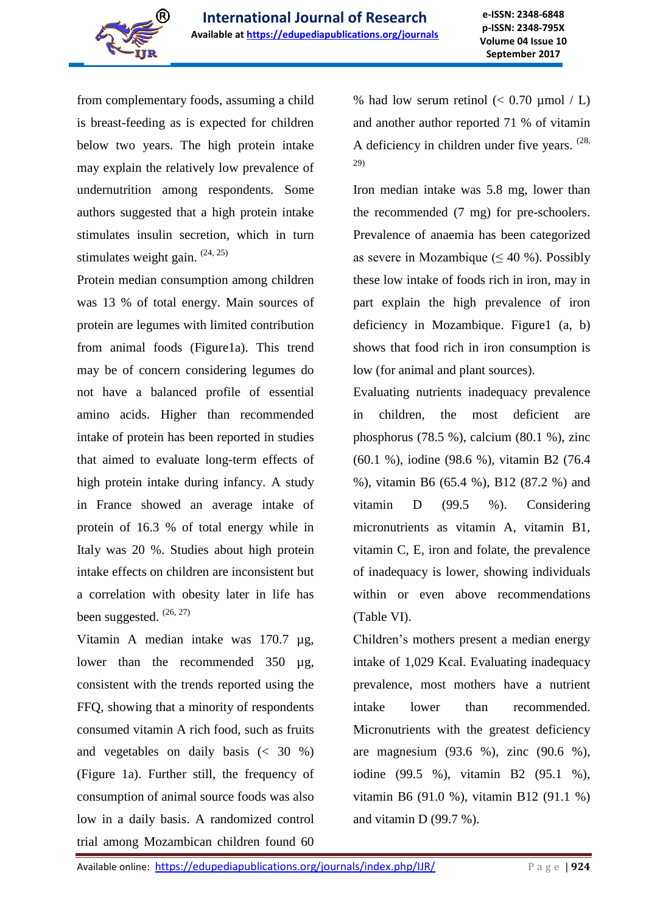from complementary foods, assuming a child is breast-feeding as is expected for children below two years. The high protein intake may explain the relatively low prevalence of undernutrition among respondents. Some authors suggested that a high protein intake stimulates insulin secretion, which in turn stimulates weight gain. [24, 25]

Protein median consumption among children was 13 % of total energy. Main sources of protein are legumes with limited contribution from animal foods (Figure1a). This trend may be of concern considering legumes do not have a balanced profile of essential amino acids. Higher than recommended intake of protein has been reported in studies that aimed to evaluate long-term effects of high protein intake during infancy. A study in France showed an average intake of protein of 16.3 % of total energy while in Italy was 20 %. Studies about high protein intake effects on children are inconsistent but a correlation with obesity later in life has been suggested. [26, 27]

Vitamin A median intake was 170.7 µg, lower than the recommended 350 µg, consistent with the trends reported using the FFQ, showing that a minority of respondents consumed vitamin A rich food, such as fruits and vegetables on daily basis (< 30 %) (Figure 1a). Further still, the frequency of consumption of animal source foods was also low in a daily basis. A randomized control trial among Mozambican children found 60 % had low serum retinol (< 0.70 µmol / L) and another author reported 71 % of vitamin A deficiency in children under five years. [28, 29]

Iron median intake was 5.8 mg, lower than the recommended (7 mg) for pre-schoolers. Prevalence of anaemia has been categorized as severe in Mozambique (≤ 40 %). Possibly these low intake of foods rich in iron, may in part explain the high prevalence of iron deficiency in Mozambique. Figure1 (a, b) shows that food rich in iron consumption is low (for animal and plant sources).

Evaluating nutrients inadequacy prevalence in children, the most deficient are phosphorus (78.5 %), calcium (80.1 %), zinc (60.1 %), iodine (98.6 %), vitamin B2 (76.4 %), vitamin B6 (65.4 %), B12 (87.2 %) and vitamin D (99.5 %). Considering micronutrients as vitamin A, vitamin B1, vitamin C, E, iron and folate, the prevalence of inadequacy is lower, showing individuals within or even above recommendations (Table VI).

Children's mothers present a median energy intake of 1,029 Kcal. Evaluating inadequacy prevalence, most mothers have a nutrient intake lower than recommended. Micronutrients with the greatest deficiency are magnesium (93.6 %), zinc (90.6 %), iodine (99.5 %), vitamin B2 (95.1 %), vitamin B6 (91.0 %), vitamin B12 (91.1 %) and vitamin D (99.7 %).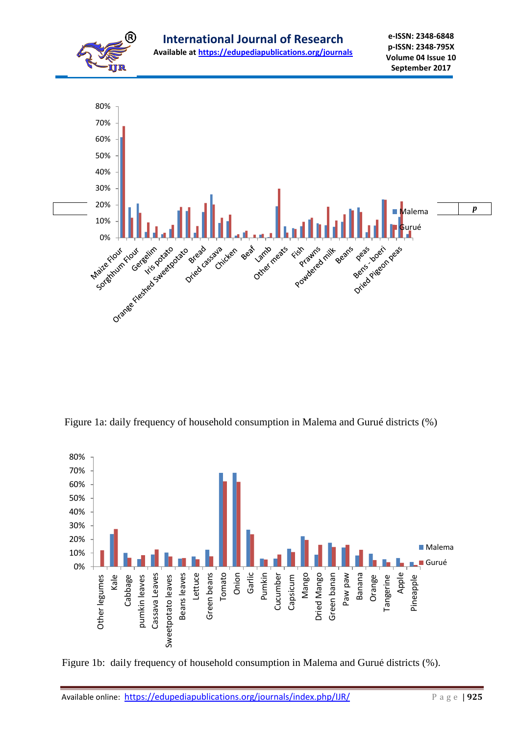Figure 1a: daily frequency of household consumption in Malema and Gurué districts (%)

Figure 1b: daily frequency of household consumption in Malema and Gurué districts (%).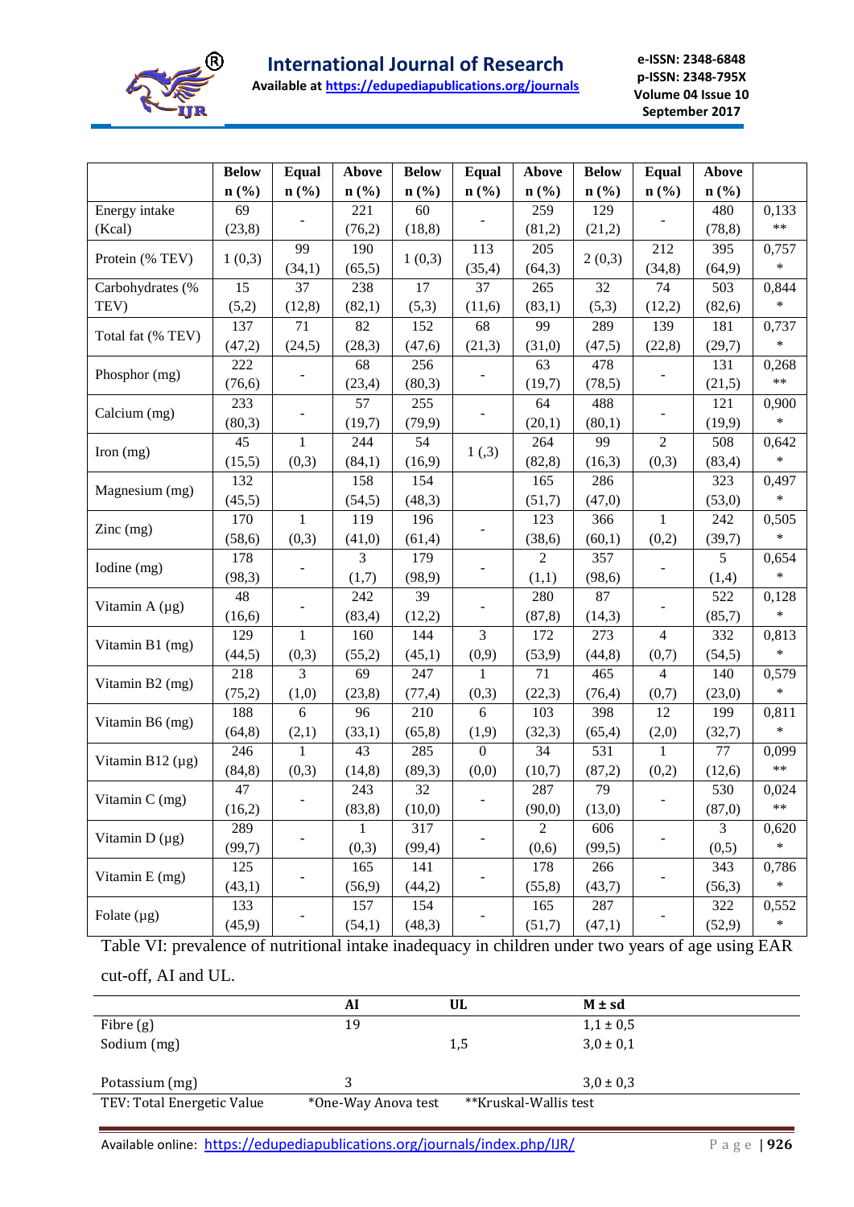| | Below n (%) | Equal n (%) | Above n (%) | Below n (%) | Equal n (%) | Above n (%) | Below n (%) | Equal n (%) | Above n (%) | |
|---|---|---|---|---|---|---|---|---|---|---|
| Energy intake (Kcal) | 69 (23,8) | - | 221 (76,2) | 60 (18,8) | - | 259 (81,2) | 129 (21,2) | - | 480 (78,8) | 0,133 ** |
| Protein (% TEV) | 1 (0,3) | 99 (34,1) | 190 (65,5) | 1 (0,3) | 113 (35,4) | 205 (64,3) | 2 (0,3) | 212 (34,8) | 395 (64,9) | 0,757 * |
| Carbohydrates (% TEV) | 15 (5,2) | 37 (12,8) | 238 (82,1) | 17 (5,3) | 37 (11,6) | 265 (83,1) | 32 (5,3) | 74 (12,2) | 503 (82,6) | 0,844 * |
| Total fat (% TEV) | 137 (47,2) | 71 (24,5) | 82 (28,3) | 152 (47,6) | 68 (21,3) | 99 (31,0) | 289 (47,5) | 139 (22,8) | 181 (29,7) | 0,737 * |
| Phosphor (mg) | 222 (76,6) | - | 68 (23,4) | 256 (80,3) | - | 63 (19,7) | 478 (78,5) | - | 131 (21,5) | 0,268 ** |
| Calcium (mg) | 233 (80,3) | - | 57 (19,7) | 255 (79,9) | - | 64 (20,1) | 488 (80,1) | - | 121 (19,9) | 0,900 * |
| Iron (mg) | 45 (15,5) | 1 (0,3) | 244 (84,1) | 54 (16,9) | 1 (,3) | 264 (82,8) | 99 (16,3) | 2 (0,3) | 508 (83,4) | 0,642 * |
| Magnesium (mg) | 132 (45,5) | | 158 (54,5) | 154 (48,3) | | 165 (51,7) | 286 (47,0) | | 323 (53,0) | 0,497 * |
| Zinc (mg) | 170 (58,6) | 1 (0,3) | 119 (41,0) | 196 (61,4) | - | 123 (38,6) | 366 (60,1) | 1 (0,2) | 242 (39,7) | 0,505 * |
| Iodine (mg) | 178 (98,3) | - | 3 (1,7) | 179 (98,9) | - | 2 (1,1) | 357 (98,6) | - | 5 (1,4) | 0,654 * |
| Vitamin A (µg) | 48 (16,6) | - | 242 (83,4) | 39 (12,2) | - | 280 (87,8) | 87 (14,3) | - | 522 (85,7) | 0,128 * |
| Vitamin B1 (mg) | 129 (44,5) | 1 (0,3) | 160 (55,2) | 144 (45,1) | 3 (0,9) | 172 (53,9) | 273 (44,8) | 4 (0,7) | 332 (54,5) | 0,813 * |
| Vitamin B2 (mg) | 218 (75,2) | 3 (1,0) | 69 (23,8) | 247 (77,4) | 1 (0,3) | 71 (22,3) | 465 (76,4) | 4 (0,7) | 140 (23,0) | 0,579 * |
| Vitamin B6 (mg) | 188 (64,8) | 6 (2,1) | 96 (33,1) | 210 (65,8) | 6 (1,9) | 103 (32,3) | 398 (65,4) | 12 (2,0) | 199 (32,7) | 0,811 * |
| Vitamin B12 (µg) | 246 (84,8) | 1 (0,3) | 43 (14,8) | 285 (89,3) | 0 (0,0) | 34 (10,7) | 531 (87,2) | 1 (0,2) | 77 (12,6) | 0,099 ** |
| Vitamin C (mg) | 47 (16,2) | - | 243 (83,8) | 32 (10,0) | - | 287 (90,0) | 79 (13,0) | - | 530 (87,0) | 0,024 ** |
| Vitamin D (µg) | 289 (99,7) | - | 1 (0,3) | 317 (99,4) | - | 2 (0,6) | 606 (99,5) | - | 3 (0,5) | 0,620 * |
| Vitamin E (mg) | 125 (43,1) | - | 165 (56,9) | 141 (44,2) | - | 178 (55,8) | 266 (43,7) | - | 343 (56,3) | 0,786 * |
| Folate (µg) | 133 (45,9) | - | 157 (54,1) | 154 (48,3) | - | 165 (51,7) | 287 (47,1) | - | 322 (52,9) | 0,552 * |

Table VI: prevalence of nutritional intake inadequacy in children under two years of age using EAR cut-off, AI and UL.

| | AI | UL | M ± sd |
|---|---|---|---|
| Fibre (g) | 19 | | 1,1 ± 0,5 |
| Sodium (mg) | | 1,5 | 3,0 ± 0,1 |
| Potassium (mg) | 3 | | 3,0 ± 0,3 |
| TEV: Total Energetic Value | *One-Way Anova test | **Kruskal-Wallis test | |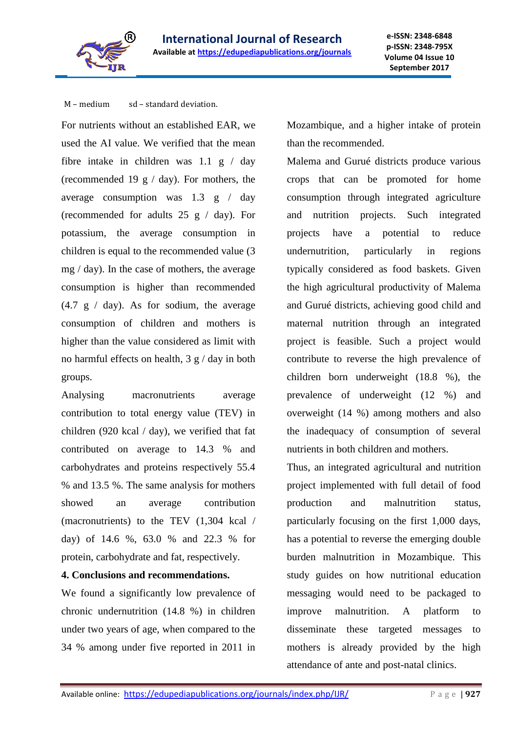M – medium sd – standard deviation.

For nutrients without an established EAR, we used the AI value. We verified that the mean fibre intake in children was 1.1 g / day (recommended 19 g / day). For mothers, the average consumption was 1.3 g / day (recommended for adults 25 g / day). For potassium, the average consumption in children is equal to the recommended value (3 mg / day). In the case of mothers, the average consumption is higher than recommended (4.7 g / day). As for sodium, the average consumption of children and mothers is higher than the value considered as limit with no harmful effects on health, 3 g / day in both groups.

Analysing macronutrients average contribution to total energy value (TEV) in children (920 kcal / day), we verified that fat contributed on average to 14.3 % and carbohydrates and proteins respectively 55.4 % and 13.5 %. The same analysis for mothers showed an average contribution (macronutrients) to the TEV (1,304 kcal / day) of 14.6 %, 63.0 % and 22.3 % for protein, carbohydrate and fat, respectively.

**4. Conclusions and recommendations.**

We found a significantly low prevalence of chronic undernutrition (14.8 %) in children under two years of age, when compared to the 34 % among under five reported in 2011 in Mozambique, and a higher intake of protein than the recommended.

Malema and Gurué districts produce various crops that can be promoted for home consumption through integrated agriculture and nutrition projects. Such integrated projects have a potential to reduce undernutrition, particularly in regions typically considered as food baskets. Given the high agricultural productivity of Malema and Gurué districts, achieving good child and maternal nutrition through an integrated project is feasible. Such a project would contribute to reverse the high prevalence of children born underweight (18.8 %), the prevalence of underweight (12 %) and overweight (14 %) among mothers and also the inadequacy of consumption of several nutrients in both children and mothers.

Thus, an integrated agricultural and nutrition project implemented with full detail of food production and malnutrition status, particularly focusing on the first 1,000 days, has a potential to reverse the emerging double burden malnutrition in Mozambique. This study guides on how nutritional education messaging would need to be packaged to improve malnutrition. A platform to disseminate these targeted messages to mothers is already provided by the high attendance of ante and post-natal clinics.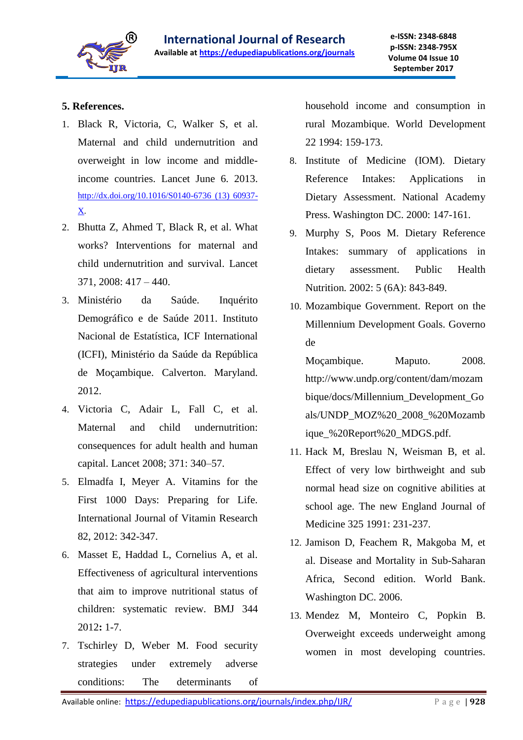## 5. References.

1. Black R, Victoria, C, Walker S, et al. Maternal and child undernutrition and overweight in low income and middle-income countries. Lancet June 6. 2013. http://dx.doi.org/10.1016/S0140-6736 (13) 60937-X.
2. Bhutta Z, Ahmed T, Black R, et al. What works? Interventions for maternal and child undernutrition and survival. Lancet 371, 2008: 417 – 440.
3. Ministério da Saúde. Inquérito Demográfico e de Saúde 2011. Instituto Nacional de Estatística, ICF International (ICFI), Ministério da Saúde da República de Moçambique. Calverton. Maryland. 2012.
4. Victoria C, Adair L, Fall C, et al. Maternal and child undernutrition: consequences for adult health and human capital. Lancet 2008; 371: 340–57.
5. Elmadfa I, Meyer A. Vitamins for the First 1000 Days: Preparing for Life. International Journal of Vitamin Research 82, 2012: 342-347.
6. Masset E, Haddad L, Cornelius A, et al. Effectiveness of agricultural interventions that aim to improve nutritional status of children: systematic review. BMJ 344 2012**:** 1-7.
7. Tschirley D, Weber M. Food security strategies under extremely adverse conditions: The determinants of household income and consumption in rural Mozambique. World Development 22 1994: 159-173.
8. Institute of Medicine (IOM). Dietary Reference Intakes: Applications in Dietary Assessment. National Academy Press. Washington DC. 2000: 147-161.
9. Murphy S, Poos M. Dietary Reference Intakes: summary of applications in dietary assessment. Public Health Nutrition. 2002: 5 (6A): 843-849.
10. Mozambique Government. Report on the Millennium Development Goals. Governo de Moçambique. Maputo. 2008. http://www.undp.org/content/dam/mozambique/docs/Millennium_Development_Goals/UNDP_MOZ%20_2008_%20Mozambique_%20Report%20_MDGS.pdf.
11. Hack M, Breslau N, Weisman B, et al. Effect of very low birthweight and sub normal head size on cognitive abilities at school age. The new England Journal of Medicine 325 1991: 231-237.
12. Jamison D, Feachem R, Makgoba M, et al. Disease and Mortality in Sub-Saharan Africa, Second edition. World Bank. Washington DC. 2006.
13. Mendez M, Monteiro C, Popkin B. Overweight exceeds underweight among women in most developing countries.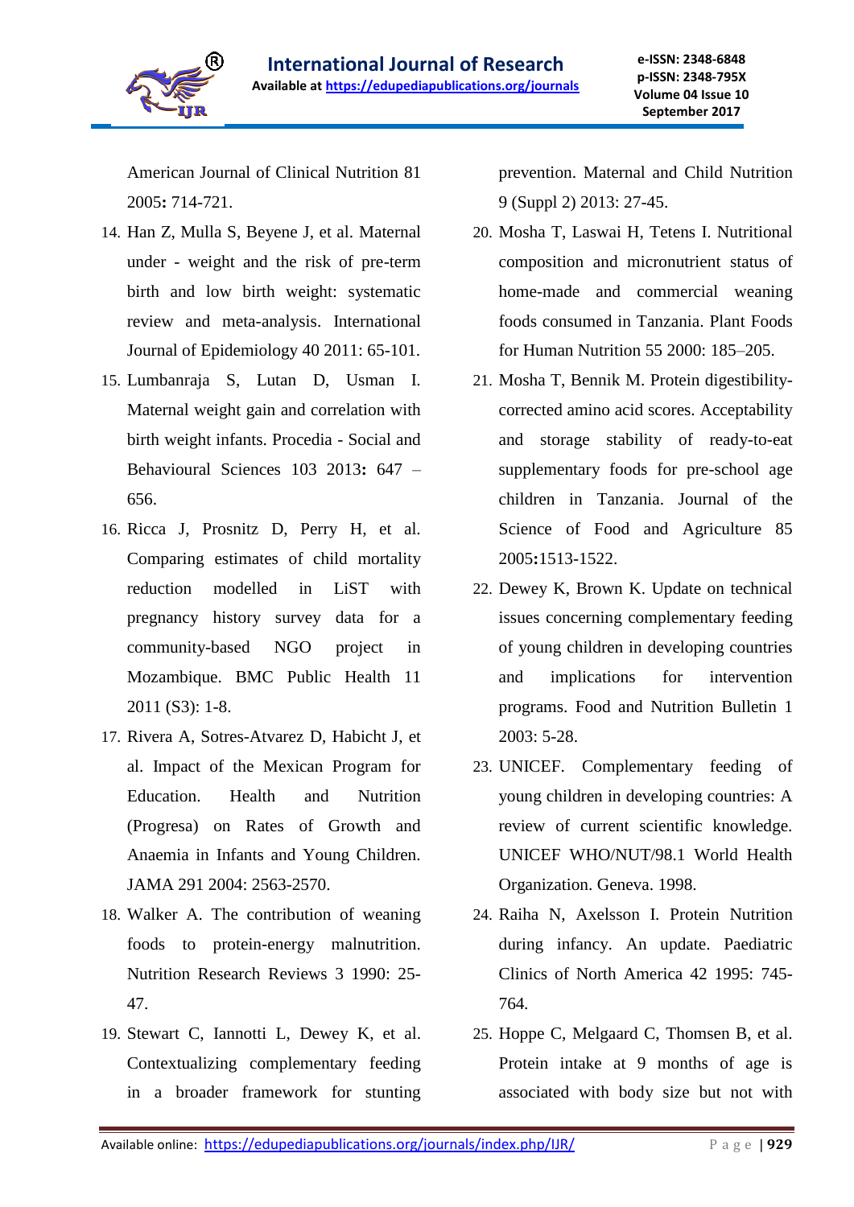American Journal of Clinical Nutrition 81 2005**:** 714-721.

14. Han Z, Mulla S, Beyene J, et al. Maternal under - weight and the risk of pre-term birth and low birth weight: systematic review and meta-analysis. International Journal of Epidemiology 40 2011: 65-101.
15. Lumbanraja S, Lutan D, Usman I. Maternal weight gain and correlation with birth weight infants. Procedia - Social and Behavioural Sciences 103 2013**:** 647 – 656.
16. Ricca J, Prosnitz D, Perry H, et al. Comparing estimates of child mortality reduction modelled in LiST with pregnancy history survey data for a community-based NGO project in Mozambique. BMC Public Health 11 2011 (S3): 1-8.
17. Rivera A, Sotres-Atvarez D, Habicht J, et al. Impact of the Mexican Program for Education. Health and Nutrition (Progresa) on Rates of Growth and Anaemia in Infants and Young Children. JAMA 291 2004: 2563-2570.
18. Walker A. The contribution of weaning foods to protein-energy malnutrition. Nutrition Research Reviews 3 1990: 25-47.
19. Stewart C, Iannotti L, Dewey K, et al. Contextualizing complementary feeding in a broader framework for stunting prevention. Maternal and Child Nutrition 9 (Suppl 2) 2013: 27-45.
20. Mosha T, Laswai H, Tetens I. Nutritional composition and micronutrient status of home-made and commercial weaning foods consumed in Tanzania. Plant Foods for Human Nutrition 55 2000: 185–205.
21. Mosha T, Bennik M. Protein digestibility-corrected amino acid scores. Acceptability and storage stability of ready-to-eat supplementary foods for pre-school age children in Tanzania. Journal of the Science of Food and Agriculture 85 2005**:**1513-1522.
22. Dewey K, Brown K. Update on technical issues concerning complementary feeding of young children in developing countries and implications for intervention programs. Food and Nutrition Bulletin 1 2003: 5-28.
23. UNICEF. Complementary feeding of young children in developing countries: A review of current scientific knowledge. UNICEF WHO/NUT/98.1 World Health Organization. Geneva. 1998.
24. Raiha N, Axelsson I. Protein Nutrition during infancy. An update. Paediatric Clinics of North America 42 1995: 745-764.
25. Hoppe C, Melgaard C, Thomsen B, et al. Protein intake at 9 months of age is associated with body size but not with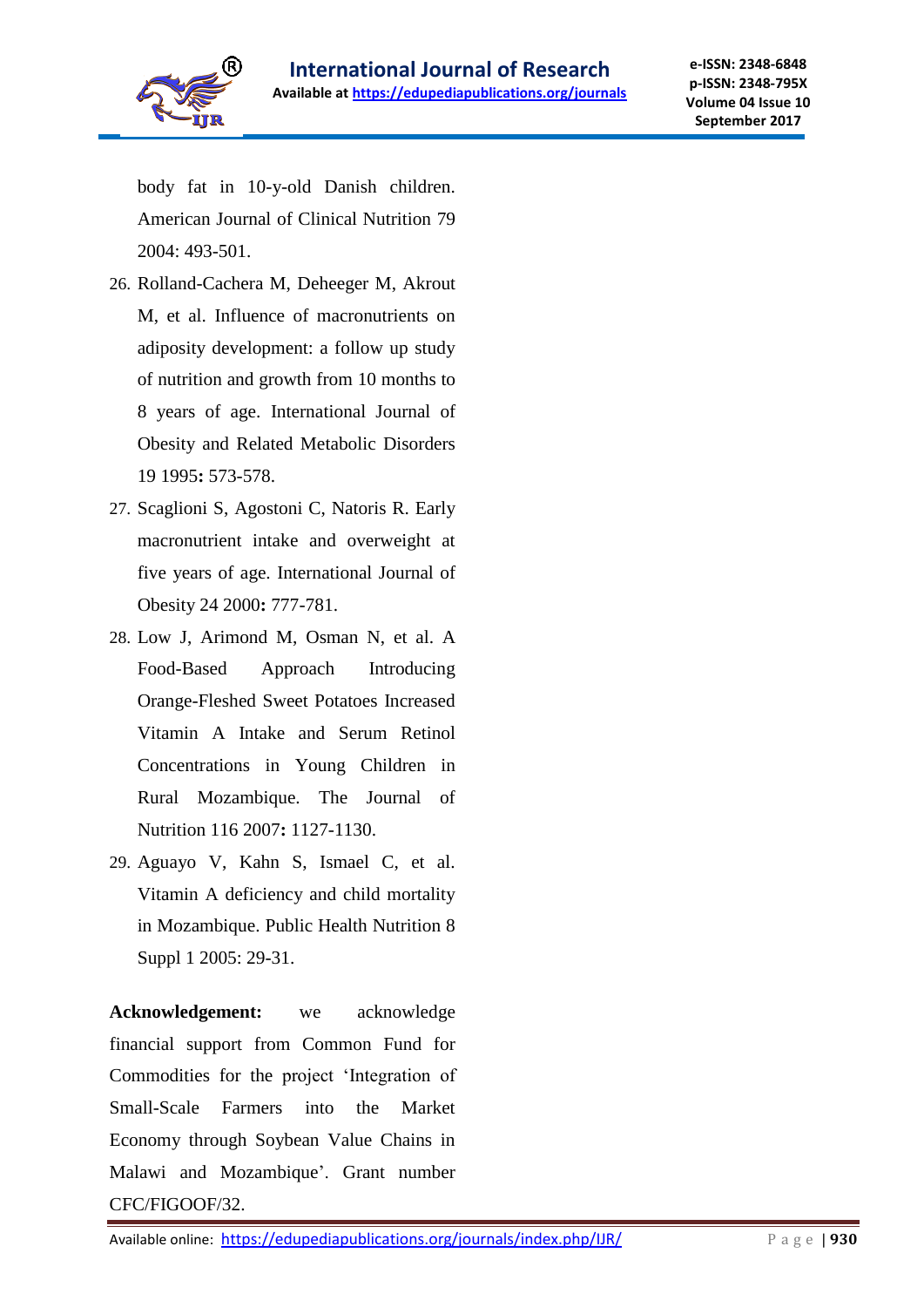body fat in 10-y-old Danish children. American Journal of Clinical Nutrition 79 2004: 493-501.

26. Rolland-Cachera M, Deheeger M, Akrout M, et al. Influence of macronutrients on adiposity development: a follow up study of nutrition and growth from 10 months to 8 years of age. International Journal of Obesity and Related Metabolic Disorders 19 1995**:** 573-578.
27. Scaglioni S, Agostoni C, Natoris R. Early macronutrient intake and overweight at five years of age. International Journal of Obesity 24 2000**:** 777-781.
28. Low J, Arimond M, Osman N, et al. A Food-Based Approach Introducing Orange-Fleshed Sweet Potatoes Increased Vitamin A Intake and Serum Retinol Concentrations in Young Children in Rural Mozambique. The Journal of Nutrition 116 2007**:** 1127-1130.
29. Aguayo V, Kahn S, Ismael C, et al. Vitamin A deficiency and child mortality in Mozambique. Public Health Nutrition 8 Suppl 1 2005: 29-31.

**Acknowledgement:** we acknowledge financial support from Common Fund for Commodities for the project 'Integration of Small-Scale Farmers into the Market Economy through Soybean Value Chains in Malawi and Mozambique'. Grant number CFC/FIGOOF/32.